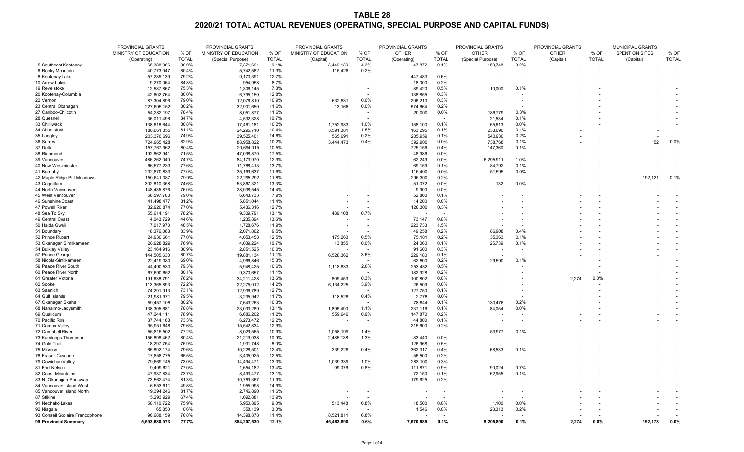# TABLE 28

## 2020/21 TOTAL ACTUAL REVENUES (OPERATING, SPECIAL PURPOSE AND CAPITAL FUNDS)

| | PROVINCIAL GRANTS MINISTRY OF EDUCATION (Operating) | % OF TOTAL | PROVINCIAL GRANTS MINISTRY OF EDUCATION (Special Purpose) | % OF TOTAL | PROVINCIAL GRANTS MINISTRY OF EDUCATION (Capital) | % OF TOTAL | PROVINCIAL GRANTS OTHER (Operating) | % OF TOTAL | PROVINCIAL GRANTS OTHER (Special Purpose) | % OF TOTAL | PROVINCIAL GRANTS OTHER (Capital) | % OF TOTAL | MUNICIPAL GRANTS SPENT ON SITES (Capital) | % OF TOTAL |
|---|---|---|---|---|---|---|---|---|---|---|---|---|---|---|
| 5 Southeast Kootenay | 65,388,966 | 80.9% | 7,371,691 | 9.1% | 3,449,139 | 4.3% | 47,872 | 0.1% | 159,748 | 0.2% | - | - | - | - |
| 6 Rocky Mountain | 40,773,047 | 80.4% | 5,742,582 | 11.3% | 115,426 | 0.2% | - | - | - | - | - | - | - | - |
| 8 Kootenay Lake | 57,285,139 | 79.2% | 9,170,391 | 12.7% | - | - | 447,483 | 0.6% | - | - | - | - | - | - |
| 10 Arrow Lakes | 9,270,064 | 84.8% | 954,958 | 8.7% | - | - | 18,000 | 0.2% | - | - | - | - | - | - |
| 19 Revelstoke | 12,587,867 | 75.3% | 1,306,145 | 7.8% | - | - | 89,420 | 0.5% | 10,000 | 0.1% | - | - | - | - |
| 20 Kootenay-Columbia | 42,602,764 | 80.0% | 6,795,150 | 12.8% | - | - | 138,855 | 0.3% | - | - | - | - | - | - |
| 22 Vernon | 87,304,896 | 79.0% | 12,076,810 | 10.9% | 632,631 | 0.6% | 296,210 | 0.3% | - | - | - | - | - | - |
| 23 Central Okanagan | 227,605,152 | 80.2% | 32,901,650 | 11.6% | 13,166 | 0.0% | 574,664 | 0.2% | - | - | - | - | - | - |
| 27 Cariboo-Chilcotin | 54,282,197 | 78.4% | 8,051,877 | 11.6% | - | - | 20,000 | 0.0% | 186,779 | 0.3% | - | - | - | - |
| 28 Quesnel | 36,011,496 | 84.7% | 4,532,328 | 10.7% | - | - | - | - | 21,534 | 0.1% | - | - | - | - |
| 33 Chilliwack | 138,618,644 | 80.8% | 17,461,181 | 10.2% | 1,752,983 | 1.0% | 158,100 | 0.1% | 55,613 | 0.0% | - | - | - | - |
| 34 Abbotsford | 188,661,355 | 81.1% | 24,295,710 | 10.4% | 3,591,381 | 1.5% | 163,295 | 0.1% | 233,696 | 0.1% | - | - | - | - |
| 35 Langley | 203,376,696 | 74.9% | 39,525,401 | 14.6% | 565,691 | 0.2% | 205,959 | 0.1% | 540,930 | 0.2% | - | - | - | - |
| 36 Surrey | 724,965,428 | 82.9% | 88,958,822 | 10.2% | 3,444,473 | 0.4% | 392,900 | 0.0% | 738,768 | 0.1% | - | - | 52 | 0.0% |
| 37 Delta | 157,767,962 | 80.4% | 20,694,015 | 10.5% | - | - | 725,156 | 0.4% | 147,360 | 0.1% | - | - | - | - |
| 38 Richmond | 192,862,941 | 71.5% | 47,098,870 | 17.5% | - | - | 48,986 | 0.0% | - | - | - | - | - | - |
| 39 Vancouver | 486,262,040 | 74.7% | 84,173,970 | 12.9% | - | - | 62,249 | 0.0% | 6,295,911 | 1.0% | - | - | - | - |
| 40 New Westminster | 66,577,233 | 77.6% | 11,768,413 | 13.7% | - | - | 69,159 | 0.1% | 84,792 | 0.1% | - | - | - | - |
| 41 Burnaby | 232,870,833 | 77.0% | 35,169,637 | 11.6% | - | - | 116,400 | 0.0% | 51,595 | 0.0% | - | - | - | - |
| 42 Maple Ridge-Pitt Meadows | 150,641,087 | 79.9% | 22,295,292 | 11.8% | - | - | 296,300 | 0.2% | - | - | - | - | 192,121 | 0.1% |
| 43 Coquitlam | 302,810,358 | 74.6% | 53,867,321 | 13.3% | - | - | 51,072 | 0.0% | 132 | 0.0% | - | - | - | - |
| 44 North Vancouver | 148,435,876 | 76.0% | 28,038,545 | 14.4% | - | - | 9,900 | 0.0% | - | - | - | - | - | - |
| 45 West Vancouver | 66,597,783 | 79.0% | 6,643,733 | 7.9% | - | - | 52,800 | 0.1% | - | - | - | - | - | - |
| 46 Sunshine Coast | 41,498,477 | 81.2% | 5,851,044 | 11.4% | - | - | 14,200 | 0.0% | - | - | - | - | - | - |
| 47 Powell River | 32,920,874 | 77.0% | 5,436,316 | 12.7% | - | - | 128,300 | 0.3% | - | - | - | - | - | - |
| 48 Sea To Sky | 55,614,191 | 78.2% | 9,309,791 | 13.1% | 489,108 | 0.7% | - | - | - | - | - | - | - | - |
| 49 Central Coast | 4,043,729 | 44.6% | 1,235,894 | 13.6% | - | - | 73,147 | 0.8% | - | - | - | - | - | - |
| 50 Haida Gwaii | 7,017,970 | 48.5% | 1,728,676 | 11.9% | - | - | 223,733 | 1.5% | - | - | - | - | - | - |
| 51 Boundary | 18,376,068 | 83.9% | 2,071,862 | 9.5% | - | - | 49,258 | 0.2% | 86,908 | 0.4% | - | - | - | - |
| 52 Prince Rupert | 24,930,661 | 77.0% | 4,053,458 | 12.5% | 175,263 | 0.5% | 75,181 | 0.2% | 35,363 | 0.1% | - | - | - | - |
| 53 Okanagan Similkameen | 28,928,829 | 76.9% | 4,039,224 | 10.7% | 13,855 | 0.0% | 24,060 | 0.1% | 25,739 | 0.1% | - | - | - | - |
| 54 Bulkley Valley | 23,164,916 | 80.9% | 2,851,525 | 10.0% | - | - | 91,600 | 0.3% | - | - | - | - | - | - |
| 57 Prince George | 144,505,630 | 80.7% | 19,881,134 | 11.1% | 6,528,362 | 3.6% | 229,180 | 0.1% | - | - | - | - | - | - |
| 58 Nicola-Similkameen | 22,419,080 | 69.0% | 4,966,846 | 15.3% | - | - | 62,800 | 0.2% | 29,590 | 0.1% | - | - | - | - |
| 59 Peace River South | 44,490,530 | 79.3% | 5,948,425 | 10.6% | 1,118,833 | 2.0% | 253,432 | 0.5% | - | - | - | - | - | - |
| 60 Peace River North | 67,690,652 | 80.1% | 9,370,657 | 11.1% | - | - | 182,928 | 0.2% | - | - | - | - | - | - |
| 61 Greater Victoria | 191,638,791 | 76.2% | 34,211,428 | 13.6% | 809,453 | 0.3% | 100,802 | 0.0% | - | - | 2,274 | 0.0% | - | - |
| 62 Sooke | 113,365,893 | 72.2% | 22,275,012 | 14.2% | 6,134,225 | 3.9% | 26,509 | 0.0% | - | - | - | - | - | - |
| 63 Saanich | 74,291,913 | 73.1% | 12,936,789 | 12.7% | - | - | 127,750 | 0.1% | - | - | - | - | - | - |
| 64 Gulf Islands | 21,981,971 | 79.5% | 3,235,942 | 11.7% | 118,528 | 0.4% | 2,778 | 0.0% | - | - | - | - | - | - |
| 67 Okanagan Skaha | 59,457,108 | 80.2% | 7,643,263 | 10.3% | - | - | 78,844 | 0.1% | 130,476 | 0.2% | - | - | - | - |
| 68 Nanaimo-Ladysmith | 138,305,681 | 78.8% | 23,033,289 | 13.1% | 1,895,490 | 1.1% | 237,116 | 0.1% | 84,054 | 0.0% | - | - | - | - |
| 69 Qualicum | 47,244,111 | 78.9% | 6,686,202 | 11.2% | 559,646 | 0.9% | 147,870 | 0.2% | - | - | - | - | - | - |
| 70 Pacific Rim | 37,744,168 | 73.3% | 6,273,472 | 12.2% | - | - | 44,800 | 0.1% | - | - | - | - | - | - |
| 71 Comox Valley | 95,951,648 | 79.6% | 15,542,834 | 12.9% | - | - | 215,600 | 0.2% | - | - | - | - | - | - |
| 72 Campbell River | 56,815,502 | 77.2% | 8,029,565 | 10.9% | 1,058,199 | 1.4% | - | - | 53,977 | 0.1% | - | - | - | - |
| 73 Kamloops-Thompson | 156,898,462 | 80.4% | 21,219,038 | 10.9% | 2,485,138 | 1.3% | 83,440 | 0.0% | - | - | - | - | - | - |
| 74 Gold Trail | 18,297,754 | 75.9% | 1,931,748 | 8.0% | - | - | 126,968 | 0.5% | - | - | - | - | - | - |
| 75 Mission | 65,892,174 | 79.6% | 10,228,501 | 12.4% | 339,226 | 0.4% | 362,317 | 0.4% | 68,533 | 0.1% | - | - | - | - |
| 78 Fraser-Cascade | 17,858,775 | 65.5% | 3,405,925 | 12.5% | - | - | 56,500 | 0.2% | - | - | - | - | - | - |
| 79 Cowichan Valley | 79,669,145 | 73.0% | 14,494,471 | 13.3% | 1,039,339 | 1.0% | 283,100 | 0.3% | - | - | - | - | - | - |
| 81 Fort Nelson | 9,499,621 | 77.0% | 1,654,182 | 13.4% | 99,076 | 0.8% | 111,871 | 0.9% | 90,024 | 0.7% | - | - | - | - |
| 82 Coast Mountains | 47,937,834 | 73.7% | 8,493,477 | 13.1% | - | - | 72,150 | 0.1% | 52,955 | 0.1% | - | - | - | - |
| 83 N. Okanagan-Shuswap | 73,562,474 | 81.3% | 10,769,367 | 11.9% | - | - | 179,625 | 0.2% | - | - | - | - | - | - |
| 84 Vancouver Island West | 6,553,611 | 49.8% | 1,955,998 | 14.9% | - | - | - | - | - | - | - | - | - | - |
| 85 Vancouver Island North | 19,394,246 | 81.7% | 2,746,890 | 11.6% | - | - | - | - | - | - | - | - | - | - |
| 87 Stikine | 5,293,929 | 67.4% | 1,092,881 | 13.9% | - | - | - | - | - | - | - | - | - | - |
| 91 Nechako Lakes | 50,110,722 | 75.9% | 5,950,895 | 9.0% | 513,448 | 0.8% | 18,500 | 0.0% | 1,100 | 0.0% | - | - | - | - |
| 92 Nisga'a | 65,850 | 0.6% | 358,139 | 3.0% | - | - | 1,546 | 0.0% | 20,313 | 0.2% | - | - | - | - |
| 93 Conseil Scolaire Francophone | 96,688,159 | 76.8% | 14,398,878 | 11.4% | 8,521,811 | 6.8% | - | - | - | - | - | - | - | - |
| **99 Provincial Summary** | **5,693,680,973** | **77.7%** | **884,207,530** | **12.1%** | **45,463,890** | **0.6%** | **7,670,685** | **0.1%** | **9,205,890** | **0.1%** | **2,274** | **0.0%** | **192,173** | **0.0%** |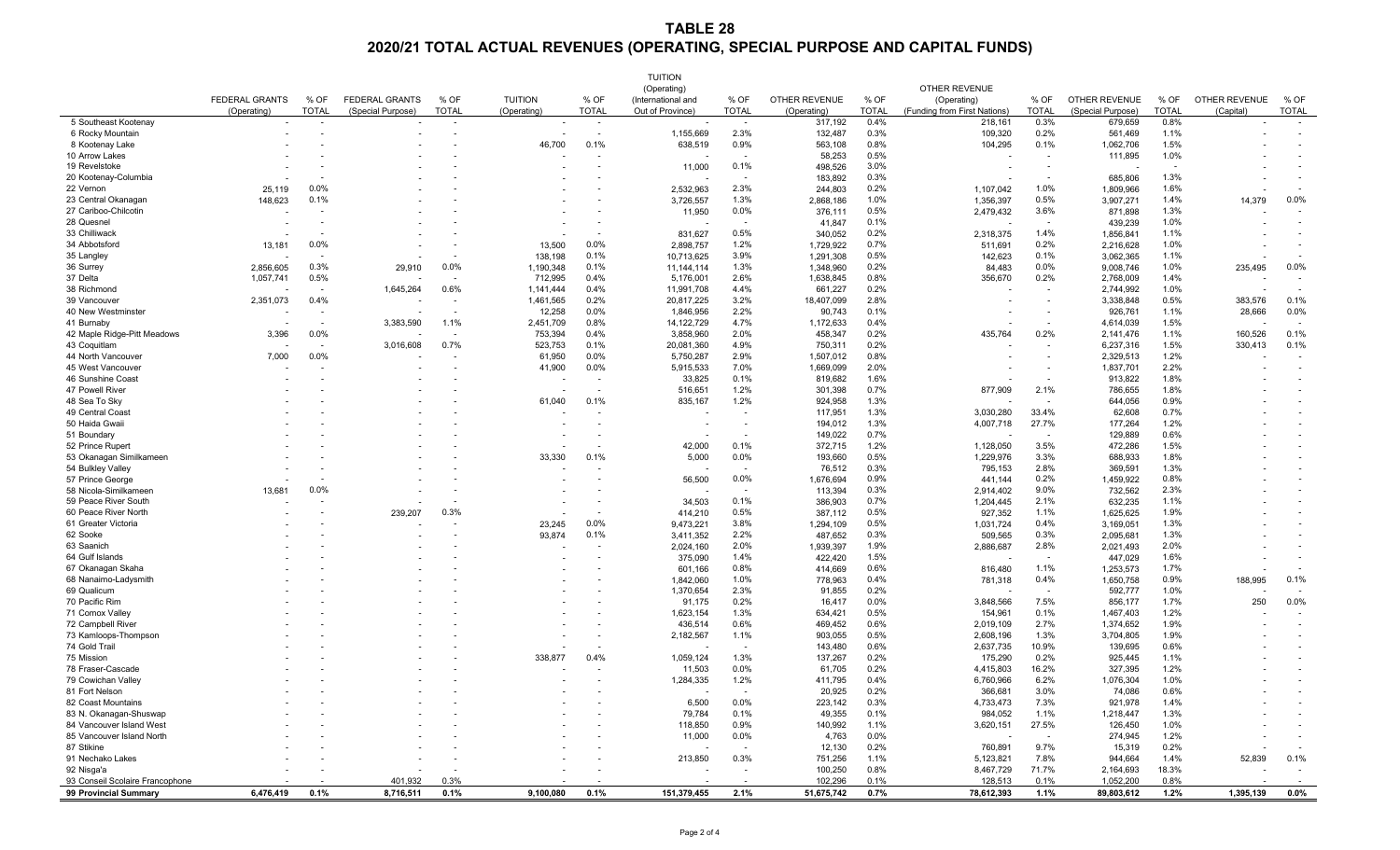# TABLE 28

## 2020/21 TOTAL ACTUAL REVENUES (OPERATING, SPECIAL PURPOSE AND CAPITAL FUNDS)

| | FEDERAL GRANTS (Operating) | % OF TOTAL | FEDERAL GRANTS (Special Purpose) | % OF TOTAL | TUITION (Operating) | % OF TOTAL | TUITION (Operating) (International and Out of Province) | % OF TOTAL | OTHER REVENUE (Operating) | % OF TOTAL | OTHER REVENUE (Operating) (Funding from First Nations) | % OF TOTAL | OTHER REVENUE (Special Purpose) | % OF TOTAL | OTHER REVENUE (Capital) | % OF TOTAL |
|---|---|---|---|---|---|---|---|---|---|---|---|---|---|---|---|---|
| 5 Southeast Kootenay | - | - | - | - | - | - | - | - | 317,192 | 0.4% | 218,161 | 0.3% | 679,659 | 0.8% | - | - |
| 6 Rocky Mountain | - | - | - | - | - | - | 1,155,669 | 2.3% | 132,487 | 0.3% | 109,320 | 0.2% | 561,469 | 1.1% | - | - |
| 8 Kootenay Lake | - | - | - | - | 46,700 | 0.1% | 638,519 | 0.9% | 563,108 | 0.8% | 104,295 | 0.1% | 1,062,706 | 1.5% | - | - |
| 10 Arrow Lakes | - | - | - | - | - | - | - | - | 58,253 | 0.5% | - | - | 111,895 | 1.0% | - | - |
| 19 Revelstoke | - | - | - | - | - | - | 11,000 | 0.1% | 498,526 | 3.0% | - | - | - | - | - | - |
| 20 Kootenay-Columbia | - | - | - | - | - | - | - | - | 183,892 | 0.3% | - | - | 685,806 | 1.3% | - | - |
| 22 Vernon | 25,119 | 0.0% | - | - | - | - | 2,532,963 | 2.3% | 244,803 | 0.2% | 1,107,042 | 1.0% | 1,809,966 | 1.6% | - | - |
| 23 Central Okanagan | 148,623 | 0.1% | - | - | - | - | 3,726,557 | 1.3% | 2,868,186 | 1.0% | 1,356,397 | 0.5% | 3,907,271 | 1.4% | 14,379 | 0.0% |
| 27 Cariboo-Chilcotin | - | - | - | - | - | - | 11,950 | 0.0% | 376,111 | 0.5% | 2,479,432 | 3.6% | 871,898 | 1.3% | - | - |
| 28 Quesnel | - | - | - | - | - | - | - | - | 41,847 | 0.1% | - | - | 439,239 | 1.0% | - | - |
| 33 Chilliwack | - | - | - | - | - | - | 831,627 | 0.5% | 340,052 | 0.2% | 2,318,375 | 1.4% | 1,856,841 | 1.1% | - | - |
| 34 Abbotsford | 13,181 | 0.0% | - | - | 13,500 | 0.0% | 2,898,757 | 1.2% | 1,729,922 | 0.7% | 511,691 | 0.2% | 2,216,628 | 1.0% | - | - |
| 35 Langley | - | - | - | - | 138,198 | 0.1% | 10,713,625 | 3.9% | 1,291,308 | 0.5% | 142,623 | 0.1% | 3,062,365 | 1.1% | - | - |
| 36 Surrey | 2,856,605 | 0.3% | 29,910 | 0.0% | 1,190,348 | 0.1% | 11,144,114 | 1.3% | 1,348,960 | 0.2% | 84,483 | 0.0% | 9,008,746 | 1.0% | 235,495 | 0.0% |
| 37 Delta | 1,057,741 | 0.5% | - | - | 712,995 | 0.4% | 5,176,001 | 2.6% | 1,638,845 | 0.8% | 356,670 | 0.2% | 2,768,009 | 1.4% | - | - |
| 38 Richmond | - | - | 1,645,264 | 0.6% | 1,141,444 | 0.4% | 11,991,708 | 4.4% | 661,227 | 0.2% | - | - | 2,744,992 | 1.0% | - | - |
| 39 Vancouver | 2,351,073 | 0.4% | - | - | 1,461,565 | 0.2% | 20,817,225 | 3.2% | 18,407,099 | 2.8% | - | - | 3,338,848 | 0.5% | 383,576 | 0.1% |
| 40 New Westminster | - | - | - | - | 12,258 | 0.0% | 1,846,956 | 2.2% | 90,743 | 0.1% | - | - | 926,761 | 1.1% | 28,666 | 0.0% |
| 41 Burnaby | - | - | 3,383,590 | 1.1% | 2,451,709 | 0.8% | 14,122,729 | 4.7% | 1,172,633 | 0.4% | - | - | 4,614,039 | 1.5% | - | - |
| 42 Maple Ridge-Pitt Meadows | 3,396 | 0.0% | - | - | 753,394 | 0.4% | 3,858,960 | 2.0% | 458,347 | 0.2% | 435,764 | 0.2% | 2,141,476 | 1.1% | 160,526 | 0.1% |
| 43 Coquitlam | - | - | 3,016,608 | 0.7% | 523,753 | 0.1% | 20,081,360 | 4.9% | 750,311 | 0.2% | - | - | 6,237,316 | 1.5% | 330,413 | 0.1% |
| 44 North Vancouver | 7,000 | 0.0% | - | - | 61,950 | 0.0% | 5,750,287 | 2.9% | 1,507,012 | 0.8% | - | - | 2,329,513 | 1.2% | - | - |
| 45 West Vancouver | - | - | - | - | 41,900 | 0.0% | 5,915,533 | 7.0% | 1,669,099 | 2.0% | - | - | 1,837,701 | 2.2% | - | - |
| 46 Sunshine Coast | - | - | - | - | - | - | 33,825 | 0.1% | 819,682 | 1.6% | - | - | 913,822 | 1.8% | - | - |
| 47 Powell River | - | - | - | - | - | - | 516,651 | 1.2% | 301,398 | 0.7% | 877,909 | 2.1% | 786,655 | 1.8% | - | - |
| 48 Sea To Sky | - | - | - | - | 61,040 | 0.1% | 835,167 | 1.2% | 924,958 | 1.3% | - | - | 644,056 | 0.9% | - | - |
| 49 Central Coast | - | - | - | - | - | - | - | - | 117,951 | 1.3% | 3,030,280 | 33.4% | 62,608 | 0.7% | - | - |
| 50 Haida Gwaii | - | - | - | - | - | - | - | - | 194,012 | 1.3% | 4,007,718 | 27.7% | 177,264 | 1.2% | - | - |
| 51 Boundary | - | - | - | - | - | - | - | - | 149,022 | 0.7% | - | - | 129,889 | 0.6% | - | - |
| 52 Prince Rupert | - | - | - | - | - | - | 42,000 | 0.1% | 372,715 | 1.2% | 1,128,050 | 3.5% | 472,286 | 1.5% | - | - |
| 53 Okanagan Similkameen | - | - | - | - | 33,330 | 0.1% | 5,000 | 0.0% | 193,660 | 0.5% | 1,229,976 | 3.3% | 688,933 | 1.8% | - | - |
| 54 Bulkley Valley | - | - | - | - | - | - | - | - | 76,512 | 0.3% | 795,153 | 2.8% | 369,591 | 1.3% | - | - |
| 57 Prince George | - | - | - | - | - | - | 56,500 | 0.0% | 1,676,694 | 0.9% | 441,144 | 0.2% | 1,459,922 | 0.8% | - | - |
| 58 Nicola-Similkameen | 13,681 | 0.0% | - | - | - | - | - | - | 113,394 | 0.3% | 2,914,402 | 9.0% | 732,562 | 2.3% | - | - |
| 59 Peace River South | - | - | - | - | - | - | 34,503 | 0.1% | 386,903 | 0.7% | 1,204,445 | 2.1% | 632,235 | 1.1% | - | - |
| 60 Peace River North | - | - | 239,207 | 0.3% | - | - | 414,210 | 0.5% | 387,112 | 0.5% | 927,352 | 1.1% | 1,625,625 | 1.9% | - | - |
| 61 Greater Victoria | - | - | - | - | 23,245 | 0.0% | 9,473,221 | 3.8% | 1,294,109 | 0.5% | 1,031,724 | 0.4% | 3,169,051 | 1.3% | - | - |
| 62 Sooke | - | - | - | - | 93,874 | 0.1% | 3,411,352 | 2.2% | 487,652 | 0.3% | 509,565 | 0.3% | 2,095,681 | 1.3% | - | - |
| 63 Saanich | - | - | - | - | - | - | 2,024,160 | 2.0% | 1,939,397 | 1.9% | 2,886,687 | 2.8% | 2,021,493 | 2.0% | - | - |
| 64 Gulf Islands | - | - | - | - | - | - | 375,090 | 1.4% | 422,420 | 1.5% | - | - | 447,029 | 1.6% | - | - |
| 67 Okanagan Skaha | - | - | - | - | - | - | 601,166 | 0.8% | 414,669 | 0.6% | 816,480 | 1.1% | 1,253,573 | 1.7% | - | - |
| 68 Nanaimo-Ladysmith | - | - | - | - | - | - | 1,842,060 | 1.0% | 778,963 | 0.4% | 781,318 | 0.4% | 1,650,758 | 0.9% | 188,995 | 0.1% |
| 69 Qualicum | - | - | - | - | - | - | 1,370,654 | 2.3% | 91,855 | 0.2% | - | - | 592,777 | 1.0% | - | - |
| 70 Pacific Rim | - | - | - | - | - | - | 91,175 | 0.2% | 16,417 | 0.0% | 3,848,566 | 7.5% | 856,177 | 1.7% | 250 | 0.0% |
| 71 Comox Valley | - | - | - | - | - | - | 1,623,154 | 1.3% | 634,421 | 0.5% | 154,961 | 0.1% | 1,467,403 | 1.2% | - | - |
| 72 Campbell River | - | - | - | - | - | - | 436,514 | 0.6% | 469,452 | 0.6% | 2,019,109 | 2.7% | 1,374,652 | 1.9% | - | - |
| 73 Kamloops-Thompson | - | - | - | - | - | - | 2,182,567 | 1.1% | 903,055 | 0.5% | 2,608,196 | 1.3% | 3,704,805 | 1.9% | - | - |
| 74 Gold Trail | - | - | - | - | - | - | - | - | 143,480 | 0.6% | 2,637,735 | 10.9% | 139,695 | 0.6% | - | - |
| 75 Mission | - | - | - | - | 338,877 | 0.4% | 1,059,124 | 1.3% | 137,267 | 0.2% | 175,290 | 0.2% | 925,445 | 1.1% | - | - |
| 78 Fraser-Cascade | - | - | - | - | - | - | 11,503 | 0.0% | 61,705 | 0.2% | 4,415,803 | 16.2% | 327,395 | 1.2% | - | - |
| 79 Cowichan Valley | - | - | - | - | - | - | 1,284,335 | 1.2% | 411,795 | 0.4% | 6,760,966 | 6.2% | 1,076,304 | 1.0% | - | - |
| 81 Fort Nelson | - | - | - | - | - | - | - | - | 20,925 | 0.2% | 366,681 | 3.0% | 74,086 | 0.6% | - | - |
| 82 Coast Mountains | - | - | - | - | - | - | 6,500 | 0.0% | 223,142 | 0.3% | 4,733,473 | 7.3% | 921,978 | 1.4% | - | - |
| 83 N. Okanagan-Shuswap | - | - | - | - | - | - | 79,784 | 0.1% | 49,355 | 0.1% | 984,052 | 1.1% | 1,218,447 | 1.3% | - | - |
| 84 Vancouver Island West | - | - | - | - | - | - | 118,850 | 0.9% | 140,992 | 1.1% | 3,620,151 | 27.5% | 126,450 | 1.0% | - | - |
| 85 Vancouver Island North | - | - | - | - | - | - | 11,000 | 0.0% | 4,763 | 0.0% | - | - | 274,945 | 1.2% | - | - |
| 87 Stikine | - | - | - | - | - | - | - | - | 12,130 | 0.2% | 760,891 | 9.7% | 15,319 | 0.2% | - | - |
| 91 Nechako Lakes | - | - | - | - | - | - | 213,850 | 0.3% | 751,256 | 1.1% | 5,123,821 | 7.8% | 944,664 | 1.4% | 52,839 | 0.1% |
| 92 Nisga'a | - | - | - | - | - | - | - | - | 100,250 | 0.8% | 8,467,729 | 71.7% | 2,164,693 | 18.3% | - | - |
| 93 Conseil Scolaire Francophone | - | - | 401,932 | 0.3% | - | - | - | - | 102,296 | 0.1% | 128,513 | 0.1% | 1,052,200 | 0.8% | - | - |
| **99 Provincial Summary** | **6,476,419** | **0.1%** | **8,716,511** | **0.1%** | **9,100,080** | **0.1%** | **151,379,455** | **2.1%** | **51,675,742** | **0.7%** | **78,612,393** | **1.1%** | **89,803,612** | **1.2%** | **1,395,139** | **0.0%** |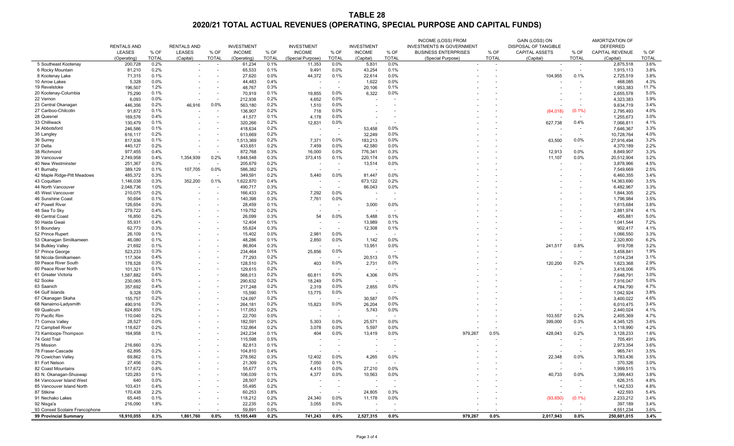# TABLE 28

## 2020/21 TOTAL ACTUAL REVENUES (OPERATING, SPECIAL PURPOSE AND CAPITAL FUNDS)

| | RENTALS AND LEASES (Operating) | % OF TOTAL | RENTALS AND LEASES (Capital) | % OF TOTAL | INVESTMENT INCOME (Operating) | % OF TOTAL | INVESTMENT INCOME (Special Purpose) | % OF TOTAL | INVESTMENT INCOME (Capital) | % OF TOTAL | INCOME (LOSS) FROM INVESTMENTS IN GOVERNMENT BUSINESS ENTERPRISES (Special Purpose) | % OF TOTAL | GAIN (LOSS) ON DISPOSAL OF TANGIBLE CAPITAL ASSETS (Capital) | % OF TOTAL | AMORTIZATION OF DEFERRED CAPITAL REVENUE (Capital) | % OF TOTAL |
|---|---|---|---|---|---|---|---|---|---|---|---|---|---|---|---|---|
| 5 Southeast Kootenay | 200,728 | 0.2% | - | - | 61,234 | 0.1% | 11,353 | 0.0% | 5,831 | 0.0% | - | - | - | - | 2,875,518 | 3.6% |
| 6 Rocky Mountain | 81,210 | 0.2% | - | - | 65,533 | 0.1% | 9,491 | 0.0% | 43,254 | 0.1% | - | - | - | - | 1,915,113 | 3.8% |
| 8 Kootenay Lake | 71,315 | 0.1% | - | - | 27,620 | 0.0% | 44,372 | 0.1% | 22,614 | 0.0% | - | - | 104,955 | 0.1% | 2,725,519 | 3.8% |
| 10 Arrow Lakes | 5,328 | 0.0% | - | - | 44,483 | 0.4% | - | - | 1,622 | 0.0% | - | - | - | - | 468,085 | 4.3% |
| 19 Revelstoke | 196,507 | 1.2% | - | - | 48,767 | 0.3% | - | - | 20,106 | 0.1% | - | - | - | - | 1,953,383 | 11.7% |
| 20 Kootenay-Columbia | 75,290 | 0.1% | - | - | 70,919 | 0.1% | 19,855 | 0.0% | 6,322 | 0.0% | - | - | - | - | 2,655,578 | 5.0% |
| 22 Vernon | 6,093 | 0.0% | - | - | 212,938 | 0.2% | 4,652 | 0.0% | - | - | - | - | - | - | 4,323,383 | 3.9% |
| 23 Central Okanagan | 446,356 | 0.2% | 46,916 | 0.0% | 563,180 | 0.2% | 1,510 | 0.0% | - | - | - | - | - | - | 9,634,719 | 3.4% |
| 27 Cariboo-Chilcotin | 91,872 | 0.1% | - | - | 136,907 | 0.2% | 718 | 0.0% | - | - | - | - | (64,018) | (0.1%) | 2,795,493 | 4.0% |
| 28 Quesnel | 169,576 | 0.4% | - | - | 41,577 | 0.1% | 4,178 | 0.0% | - | - | - | - | - | - | 1,255,673 | 3.0% |
| 33 Chilliwack | 130,479 | 0.1% | - | - | 320,266 | 0.2% | 12,831 | 0.0% | - | - | - | - | 627,738 | 0.4% | 7,066,811 | 4.1% |
| 34 Abbotsford | 246,586 | 0.1% | - | - | 418,634 | 0.2% | - | - | 53,458 | 0.0% | - | - | - | - | 7,646,367 | 3.3% |
| 35 Langley | 616,117 | 0.2% | - | - | 613,669 | 0.2% | - | - | 32,249 | 0.0% | - | - | - | - | 10,728,764 | 4.0% |
| 36 Surrey | 817,936 | 0.1% | - | - | 1,513,369 | 0.2% | 7,371 | 0.0% | 183,213 | 0.0% | - | - | 63,500 | 0.0% | 27,916,494 | 3.2% |
| 37 Delta | 440,127 | 0.2% | - | - | 433,651 | 0.2% | 7,459 | 0.0% | 42,580 | 0.0% | - | - | - | - | 4,370,189 | 2.2% |
| 38 Richmond | 977,455 | 0.4% | - | - | 872,768 | 0.3% | 16,000 | 0.0% | 776,341 | 0.3% | - | - | 12,913 | 0.0% | 8,849,907 | 3.3% |
| 39 Vancouver | 2,749,958 | 0.4% | 1,354,939 | 0.2% | 1,848,548 | 0.3% | 373,415 | 0.1% | 220,174 | 0.0% | - | - | 11,107 | 0.0% | 20,512,904 | 3.2% |
| 40 New Westminster | 251,367 | 0.3% | - | - | 205,679 | 0.2% | - | - | 13,514 | 0.0% | - | - | - | - | 3,878,966 | 4.5% |
| 41 Burnaby | 389,129 | 0.1% | 107,705 | 0.0% | 586,382 | 0.2% | - | - | - | - | - | - | - | - | 7,549,669 | 2.5% |
| 42 Maple Ridge-Pitt Meadows | 485,372 | 0.3% | - | - | 349,591 | 0.2% | 5,440 | 0.0% | 81,447 | 0.0% | - | - | - | - | 6,460,355 | 3.4% |
| 43 Coquitlam | 1,146,038 | 0.3% | 352,200 | 0.1% | 1,622,870 | 0.4% | - | - | 673,122 | 0.2% | - | - | - | - | 14,363,690 | 3.5% |
| 44 North Vancouver | 2,048,736 | 1.0% | - | - | 490,717 | 0.3% | - | - | 86,043 | 0.0% | - | - | - | - | 6,482,967 | 3.3% |
| 45 West Vancouver | 210,075 | 0.2% | - | - | 166,433 | 0.2% | 7,292 | 0.0% | - | - | - | - | - | - | 1,844,305 | 2.2% |
| 46 Sunshine Coast | 50,694 | 0.1% | - | - | 140,398 | 0.3% | 7,761 | 0.0% | - | - | - | - | - | - | 1,796,984 | 3.5% |
| 47 Powell River | 126,654 | 0.3% | - | - | 28,459 | 0.1% | - | - | 3,000 | 0.0% | - | - | - | - | 1,615,684 | 3.8% |
| 48 Sea To Sky | 279,722 | 0.4% | - | - | 119,752 | 0.2% | - | - | - | - | - | - | - | - | 2,881,974 | 4.1% |
| 49 Central Coast | 16,850 | 0.2% | - | - | 26,099 | 0.3% | 54 | 0.0% | 5,488 | 0.1% | - | - | - | - | 455,881 | 5.0% |
| 50 Haida Gwaii | 55,931 | 0.4% | - | - | 12,404 | 0.1% | - | - | 13,989 | 0.1% | - | - | - | - | 1,041,544 | 7.2% |
| 51 Boundary | 62,773 | 0.3% | - | - | 55,624 | 0.3% | - | - | 12,308 | 0.1% | - | - | - | - | 902,417 | 4.1% |
| 52 Prince Rupert | 26,109 | 0.1% | - | - | 15,402 | 0.0% | 2,981 | 0.0% | - | - | - | - | - | - | 1,066,550 | 3.3% |
| 53 Okanagan Similkameen | 46,080 | 0.1% | - | - | 48,286 | 0.1% | 2,850 | 0.0% | 1,142 | 0.0% | - | - | - | - | 2,320,800 | 6.2% |
| 54 Bulkley Valley | 21,692 | 0.1% | - | - | 86,804 | 0.3% | - | - | 13,951 | 0.0% | - | - | 241,517 | 0.8% | 919,708 | 3.2% |
| 57 Prince George | 523,233 | 0.3% | - | - | 234,464 | 0.1% | 25,856 | 0.0% | - | - | - | - | - | - | 3,458,841 | 1.9% |
| 58 Nicola-Similkameen | 117,304 | 0.4% | - | - | 77,293 | 0.2% | - | - | 20,513 | 0.1% | - | - | - | - | 1,014,234 | 3.1% |
| 59 Peace River South | 178,528 | 0.3% | - | - | 128,510 | 0.2% | 403 | 0.0% | 2,731 | 0.0% | - | - | 120,200 | 0.2% | 1,623,368 | 2.9% |
| 60 Peace River North | 101,321 | 0.1% | - | - | 129,615 | 0.2% | - | - | - | - | - | - | - | - | 3,418,006 | 4.0% |
| 61 Greater Victoria | 1,587,882 | 0.6% | - | - | 568,013 | 0.2% | 60,811 | 0.0% | 4,306 | 0.0% | - | - | - | - | 7,648,791 | 3.0% |
| 62 Sooke | 230,065 | 0.1% | - | - | 290,632 | 0.2% | 18,249 | 0.0% | - | - | - | - | - | - | 7,916,047 | 5.0% |
| 63 Saanich | 357,692 | 0.4% | - | - | 217,248 | 0.2% | 2,319 | 0.0% | 2,855 | 0.0% | - | - | - | - | 4,784,790 | 4.7% |
| 64 Gulf Islands | 9,328 | 0.0% | - | - | 15,590 | 0.1% | 13,775 | 0.0% | - | - | - | - | - | - | 1,042,924 | 3.8% |
| 67 Okanagan Skaha | 155,757 | 0.2% | - | - | 124,097 | 0.2% | - | - | 30,587 | 0.0% | - | - | - | - | 3,400,022 | 4.6% |
| 68 Nanaimo-Ladysmith | 490,916 | 0.3% | - | - | 264,181 | 0.2% | 15,823 | 0.0% | 26,204 | 0.0% | - | - | - | - | 6,010,475 | 3.4% |
| 69 Qualicum | 624,850 | 1.0% | - | - | 117,053 | 0.2% | - | - | 5,743 | 0.0% | - | - | - | - | 2,440,024 | 4.1% |
| 70 Pacific Rim | 110,040 | 0.2% | - | - | 22,700 | 0.0% | - | - | - | - | - | - | 103,557 | 0.2% | 2,405,369 | 4.7% |
| 71 Comox Valley | 28,527 | 0.0% | - | - | 182,591 | 0.2% | 5,303 | 0.0% | 25,571 | 0.0% | - | - | 399,000 | 0.3% | 4,345,125 | 3.6% |
| 72 Campbell River | 118,627 | 0.2% | - | - | 132,864 | 0.2% | 3,078 | 0.0% | 5,597 | 0.0% | - | - | - | - | 3,118,990 | 4.2% |
| 73 Kamloops-Thompson | 164,958 | 0.1% | - | - | 242,234 | 0.1% | 404 | 0.0% | 13,419 | 0.0% | 979,267 | 0.5% | 428,043 | 0.2% | 3,128,233 | 1.6% |
| 74 Gold Trail | - | - | - | - | 115,598 | 0.5% | - | - | - | - | - | - | - | - | 705,491 | 2.9% |
| 75 Mission | 216,660 | 0.3% | - | - | 82,813 | 0.1% | - | - | - | - | - | - | - | - | 2,973,354 | 3.6% |
| 78 Fraser-Cascade | 62,895 | 0.2% | - | - | 104,810 | 0.4% | - | - | - | - | - | - | - | - | 965,741 | 3.5% |
| 79 Cowichan Valley | 69,862 | 0.1% | - | - | 278,562 | 0.3% | 12,402 | 0.0% | 4,265 | 0.0% | - | - | 22,348 | 0.0% | 3,783,436 | 3.5% |
| 81 Fort Nelson | 27,456 | 0.2% | - | - | 21,309 | 0.2% | 7,050 | 0.1% | - | - | - | - | - | - | 370,326 | 3.0% |
| 82 Coast Mountains | 517,672 | 0.8% | - | - | 55,677 | 0.1% | 4,415 | 0.0% | 27,210 | 0.0% | - | - | - | - | 1,999,515 | 3.1% |
| 83 N. Okanagan-Shuswap | 120,283 | 0.1% | - | - | 106,039 | 0.1% | 4,377 | 0.0% | 10,563 | 0.0% | - | - | 40,733 | 0.0% | 3,399,443 | 3.8% |
| 84 Vancouver Island West | 640 | 0.0% | - | - | 28,507 | 0.2% | - | - | - | - | - | - | - | - | 626,315 | 4.8% |
| 85 Vancouver Island North | 103,431 | 0.4% | - | - | 55,495 | 0.2% | - | - | - | - | - | - | - | - | 1,142,533 | 4.8% |
| 87 Stikine | 170,438 | 2.2% | - | - | 60,253 | 0.8% | - | - | 24,805 | 0.3% | - | - | - | - | 422,593 | 5.4% |
| 91 Nechako Lakes | 65,445 | 0.1% | - | - | 118,212 | 0.2% | 24,340 | 0.0% | 11,178 | 0.0% | - | - | (93,650) | (0.1%) | 2,233,212 | 3.4% |
| 92 Nisga'a | 216,090 | 1.8% | - | - | 22,235 | 0.2% | 3,055 | 0.0% | - | - | - | - | - | - | 397,189 | 3.4% |
| 93 Conseil Scolaire Francophone | - | - | - | - | 59,891 | 0.0% | - | - | - | - | - | - | - | - | 4,551,234 | 3.6% |
| **99 Provincial Summary** | **18,910,055** | **0.3%** | **1,861,760** | **0.0%** | **15,105,449** | **0.2%** | **741,243** | **0.0%** | **2,527,315** | **0.0%** | **979,267** | **0.0%** | **2,017,943** | **0.0%** | **250,601,015** | **3.4%** |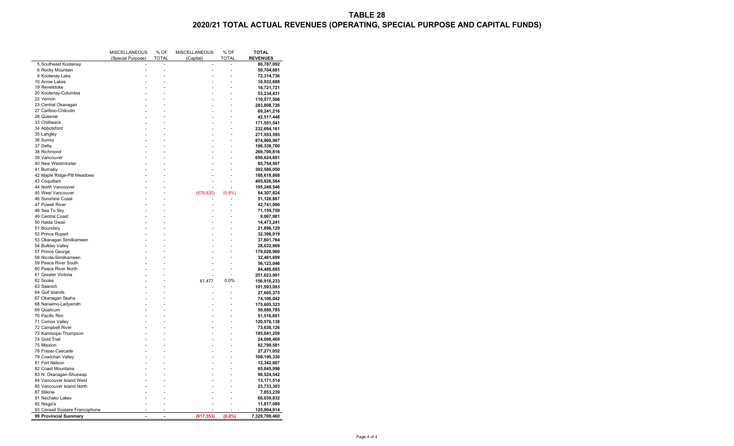# TABLE 28

## 2020/21 TOTAL ACTUAL REVENUES (OPERATING, SPECIAL PURPOSE AND CAPITAL FUNDS)

| | MISCELLANEOUS (Special Purpose) | % OF TOTAL | MISCELLANEOUS (Capital) | % OF TOTAL | **TOTAL REVENUES** |
|---|---|---|---|---|---|
| 5 Southeast Kootenay | - | - | - | - | **80,787,092** |
| 6 Rocky Mountain | - | - | - | - | **50,704,601** |
| 8 Kootenay Lake | - | - | - | - | **72,314,736** |
| 10 Arrow Lakes | - | - | - | - | **10,932,688** |
| 19 Revelstoke | - | - | - | - | **16,721,721** |
| 20 Kootenay-Columbia | - | - | - | - | **53,234,431** |
| 22 Vernon | - | - | - | - | **110,577,506** |
| 23 Central Okanagan | - | - | - | - | **283,808,726** |
| 27 Cariboo-Chilcotin | - | - | - | - | **69,241,216** |
| 28 Quesnel | - | - | - | - | **42,517,448** |
| 33 Chilliwack | - | - | - | - | **171,551,541** |
| 34 Abbotsford | - | - | - | - | **232,694,161** |
| 35 Langley | - | - | - | - | **271,553,595** |
| 36 Surrey | - | - | - | - | **874,900,987** |
| 37 Delta | - | - | - | - | **196,338,760** |
| 38 Richmond | - | - | - | - | **269,700,816** |
| 39 Vancouver | - | - | - | - | **650,624,601** |
| 40 New Westminster | - | - | - | - | **85,754,507** |
| 41 Burnaby | - | - | - | - | **302,586,050** |
| 42 Maple Ridge-Pitt Meadows | - | - | - | - | **188,618,868** |
| 43 Coquitlam | - | - | - | - | **405,826,564** |
| 44 North Vancouver | - | - | - | - | **195,248,546** |
| 45 West Vancouver | - | - | (678,830) | (0.8%) | **84,307,824** |
| 46 Sunshine Coast | - | - | - | - | **51,126,887** |
| 47 Powell River | - | - | - | - | **42,741,900** |
| 48 Sea To Sky | - | - | - | - | **71,159,759** |
| 49 Central Coast | - | - | - | - | **9,067,981** |
| 50 Haida Gwaii | - | - | - | - | **14,473,241** |
| 51 Boundary | - | - | - | - | **21,896,129** |
| 52 Prince Rupert | - | - | - | - | **32,396,019** |
| 53 Okanagan Similkameen | - | - | - | - | **37,601,764** |
| 54 Bulkley Valley | - | - | - | - | **28,632,969** |
| 57 Prince George | - | - | - | - | **179,020,960** |
| 58 Nicola-Similkameen | - | - | - | - | **32,481,699** |
| 59 Peace River South | - | - | - | - | **56,123,046** |
| 60 Peace River North | - | - | - | - | **84,486,685** |
| 61 Greater Victoria | - | - | - | - | **251,623,901** |
| 62 Sooke | - | - | 61,477 | 0.0% | **156,916,233** |
| 63 Saanich | - | - | - | - | **101,593,093** |
| 64 Gulf Islands | - | - | - | - | **27,665,375** |
| 67 Okanagan Skaha | - | - | - | - | **74,106,042** |
| 68 Nanaimo-Ladysmith | - | - | - | - | **175,605,323** |
| 69 Qualicum | - | - | - | - | **59,880,785** |
| 70 Pacific Rim | - | - | - | - | **51,516,691** |
| 71 Comox Valley | - | - | - | - | **120,576,138** |
| 72 Campbell River | - | - | - | - | **73,636,126** |
| 73 Kamloops-Thompson | - | - | - | - | **195,041,259** |
| 74 Gold Trail | - | - | - | - | **24,098,469** |
| 75 Mission | - | - | - | - | **82,799,581** |
| 78 Fraser-Cascade | - | - | - | - | **27,271,052** |
| 79 Cowichan Valley | - | - | - | - | **109,190,330** |
| 81 Fort Nelson | - | - | - | - | **12,342,607** |
| 82 Coast Mountains | - | - | - | - | **65,045,998** |
| 83 N. Okanagan-Shuswap | - | - | - | - | **90,524,542** |
| 84 Vancouver Island West | - | - | - | - | **13,171,514** |
| 85 Vancouver Island North | - | - | - | - | **23,733,303** |
| 87 Stikine | - | - | - | - | **7,853,239** |
| 91 Nechako Lakes | - | - | - | - | **66,039,832** |
| 92 Nisga'a | - | - | - | - | **11,817,089** |
| 93 Conseil Scolaire Francophone | - | - | - | - | **125,904,914** |
| **99 Provincial Summary** | **-** | **-** | **(617,353)** | **(0.0%)** | **7,329,709,460** |